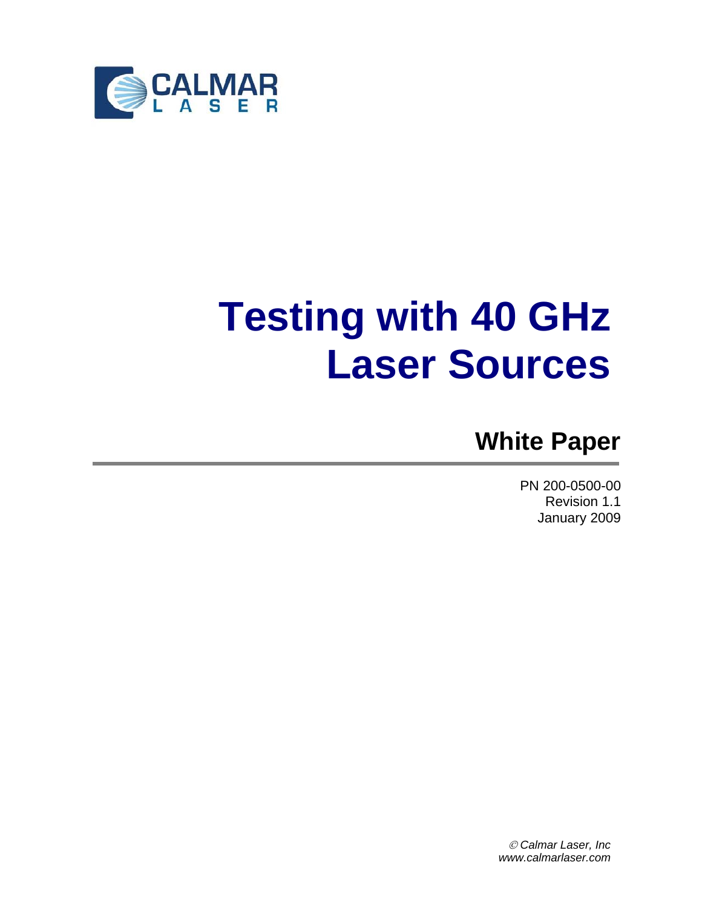CALMAR LASER

# Testing with 40 GHz Laser Sources

## White Paper

PN 200-0500-00
Revision 1.1
January 2009

*© Calmar Laser, Inc*
*www.calmarlaser.com*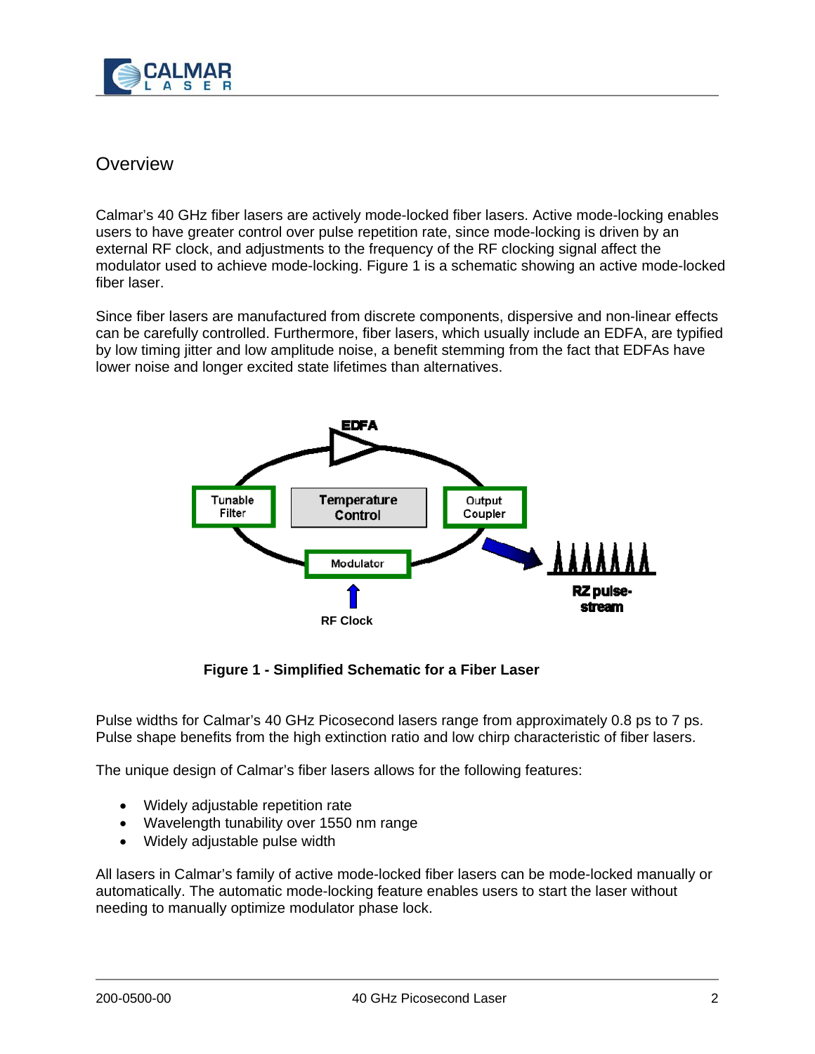## Overview

Calmar's 40 GHz fiber lasers are actively mode-locked fiber lasers. Active mode-locking enables users to have greater control over pulse repetition rate, since mode-locking is driven by an external RF clock, and adjustments to the frequency of the RF clocking signal affect the modulator used to achieve mode-locking. Figure 1 is a schematic showing an active mode-locked fiber laser.

Since fiber lasers are manufactured from discrete components, dispersive and non-linear effects can be carefully controlled. Furthermore, fiber lasers, which usually include an EDFA, are typified by low timing jitter and low amplitude noise, a benefit stemming from the fact that EDFAs have lower noise and longer excited state lifetimes than alternatives.

**Figure 1 - Simplified Schematic for a Fiber Laser**

Pulse widths for Calmar's 40 GHz Picosecond lasers range from approximately 0.8 ps to 7 ps. Pulse shape benefits from the high extinction ratio and low chirp characteristic of fiber lasers.

The unique design of Calmar's fiber lasers allows for the following features:

- Widely adjustable repetition rate
- Wavelength tunability over 1550 nm range
- Widely adjustable pulse width

All lasers in Calmar's family of active mode-locked fiber lasers can be mode-locked manually or automatically. The automatic mode-locking feature enables users to start the laser without needing to manually optimize modulator phase lock.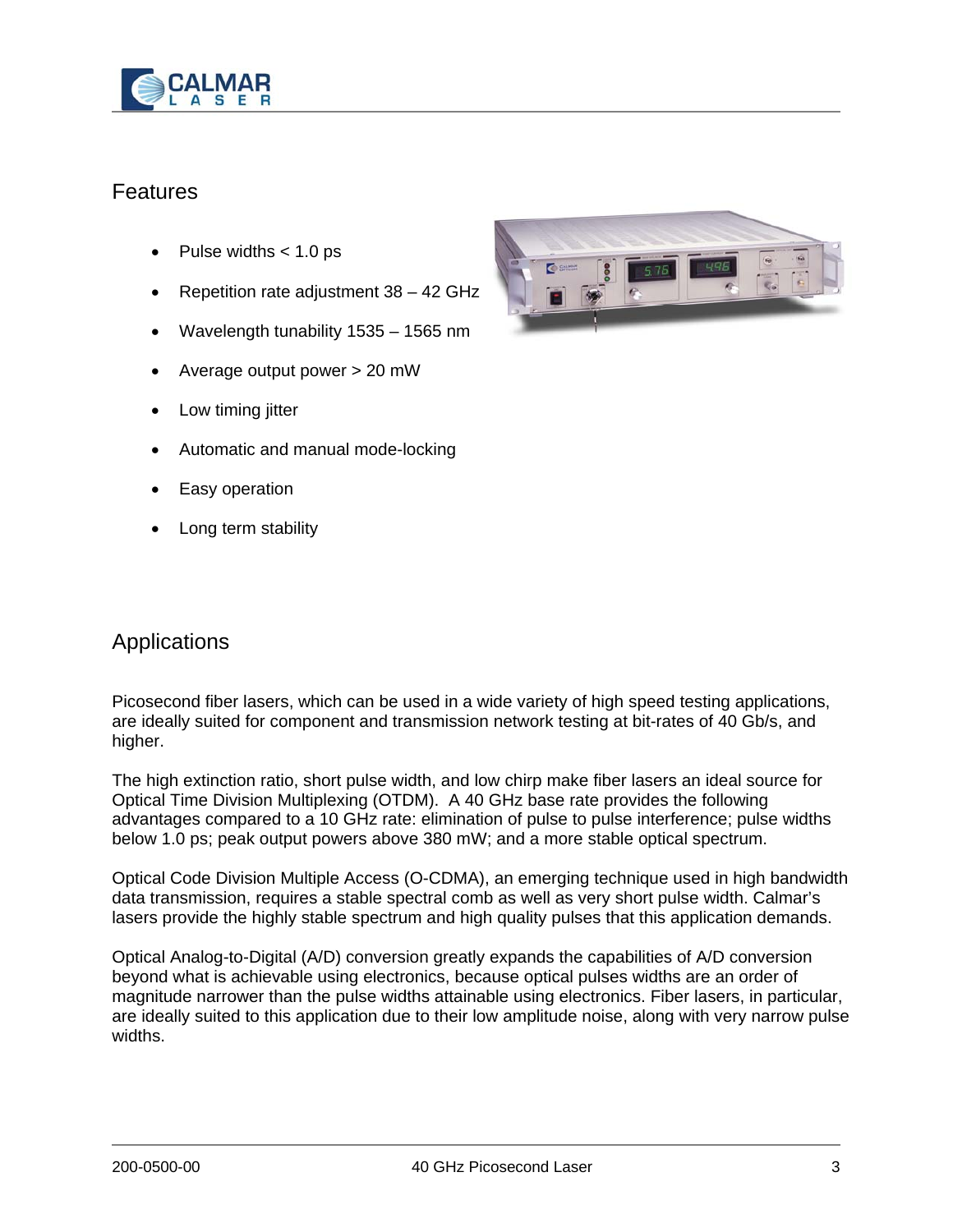## Features

- Pulse widths < 1.0 ps
- Repetition rate adjustment 38 – 42 GHz
- Wavelength tunability 1535 – 1565 nm
- Average output power > 20 mW
- Low timing jitter
- Automatic and manual mode-locking
- Easy operation
- Long term stability

## Applications

Picosecond fiber lasers, which can be used in a wide variety of high speed testing applications, are ideally suited for component and transmission network testing at bit-rates of 40 Gb/s, and higher.

The high extinction ratio, short pulse width, and low chirp make fiber lasers an ideal source for Optical Time Division Multiplexing (OTDM). A 40 GHz base rate provides the following advantages compared to a 10 GHz rate: elimination of pulse to pulse interference; pulse widths below 1.0 ps; peak output powers above 380 mW; and a more stable optical spectrum.

Optical Code Division Multiple Access (O-CDMA), an emerging technique used in high bandwidth data transmission, requires a stable spectral comb as well as very short pulse width. Calmar's lasers provide the highly stable spectrum and high quality pulses that this application demands.

Optical Analog-to-Digital (A/D) conversion greatly expands the capabilities of A/D conversion beyond what is achievable using electronics, because optical pulses widths are an order of magnitude narrower than the pulse widths attainable using electronics. Fiber lasers, in particular, are ideally suited to this application due to their low amplitude noise, along with very narrow pulse widths.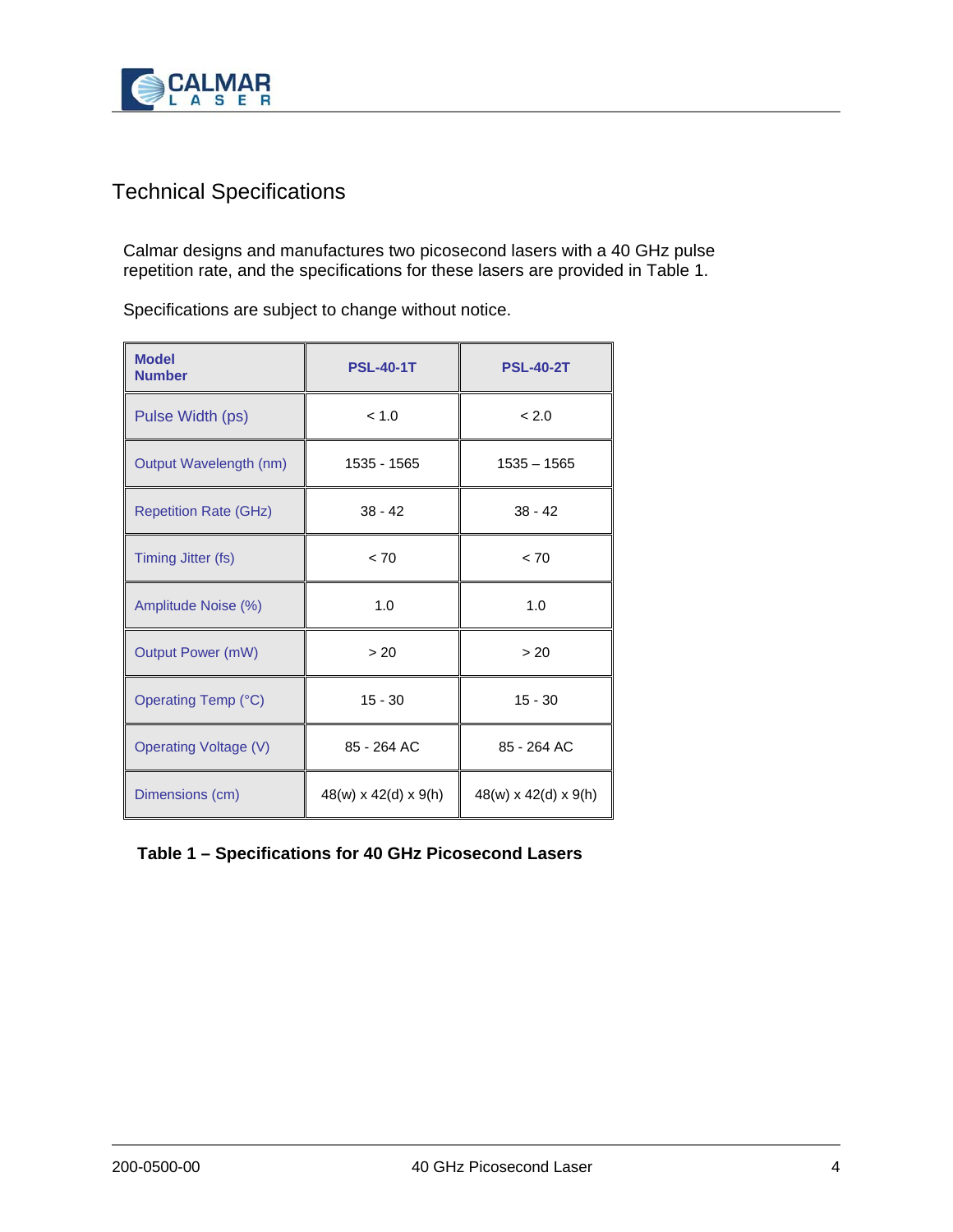# Technical Specifications

Calmar designs and manufactures two picosecond lasers with a 40 GHz pulse repetition rate, and the specifications for these lasers are provided in Table 1.

Specifications are subject to change without notice.

| Model Number | PSL-40-1T | PSL-40-2T |
| --- | --- | --- |
| Pulse Width (ps) | < 1.0 | < 2.0 |
| Output Wavelength (nm) | 1535 - 1565 | 1535 – 1565 |
| Repetition Rate (GHz) | 38 - 42 | 38 - 42 |
| Timing Jitter (fs) | < 70 | < 70 |
| Amplitude Noise (%) | 1.0 | 1.0 |
| Output Power (mW) | > 20 | > 20 |
| Operating Temp (°C) | 15 - 30 | 15 - 30 |
| Operating Voltage (V) | 85 - 264 AC | 85 - 264 AC |
| Dimensions (cm) | 48(w) x 42(d) x 9(h) | 48(w) x 42(d) x 9(h) |

**Table 1 – Specifications for 40 GHz Picosecond Lasers**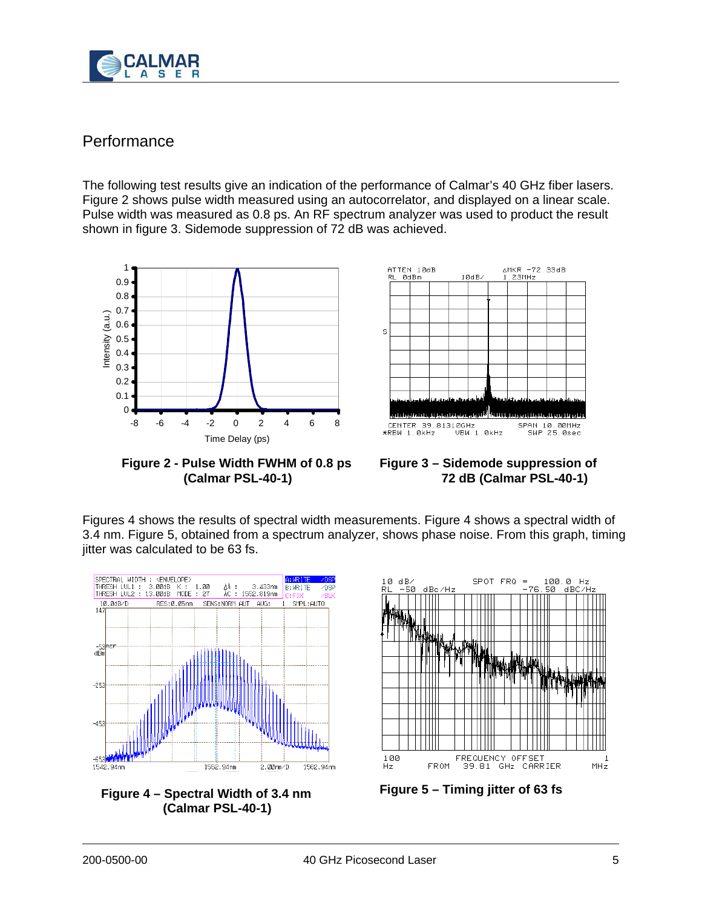## Performance

The following test results give an indication of the performance of Calmar's 40 GHz fiber lasers. Figure 2 shows pulse width measured using an autocorrelator, and displayed on a linear scale. Pulse width was measured as 0.8 ps. An RF spectrum analyzer was used to product the result shown in figure 3. Sidemode suppression of 72 dB was achieved.

**Figure 2 - Pulse Width FWHM of 0.8 ps (Calmar PSL-40-1)**

**Figure 3 – Sidemode suppression of 72 dB (Calmar PSL-40-1)**

Figures 4 shows the results of spectral width measurements. Figure 4 shows a spectral width of 3.4 nm. Figure 5, obtained from a spectrum analyzer, shows phase noise. From this graph, timing jitter was calculated to be 63 fs.

**Figure 4 – Spectral Width of 3.4 nm (Calmar PSL-40-1)**

**Figure 5 – Timing jitter of 63 fs**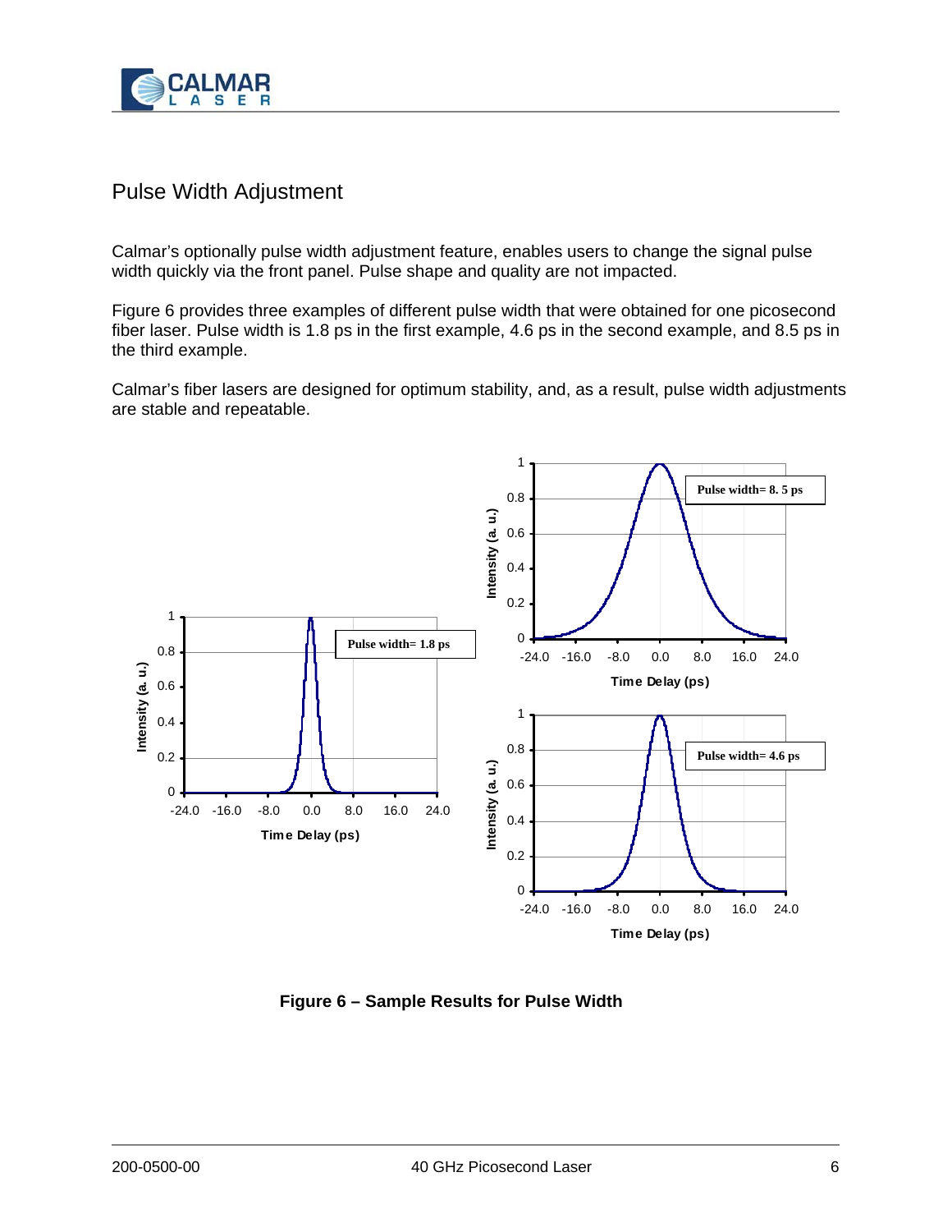## Pulse Width Adjustment

Calmar's optionally pulse width adjustment feature, enables users to change the signal pulse width quickly via the front panel. Pulse shape and quality are not impacted.

Figure 6 provides three examples of different pulse width that were obtained for one picosecond fiber laser. Pulse width is 1.8 ps in the first example, 4.6 ps in the second example, and 8.5 ps in the third example.

Calmar's fiber lasers are designed for optimum stability, and, as a result, pulse width adjustments are stable and repeatable.

**Figure 6 – Sample Results for Pulse Width**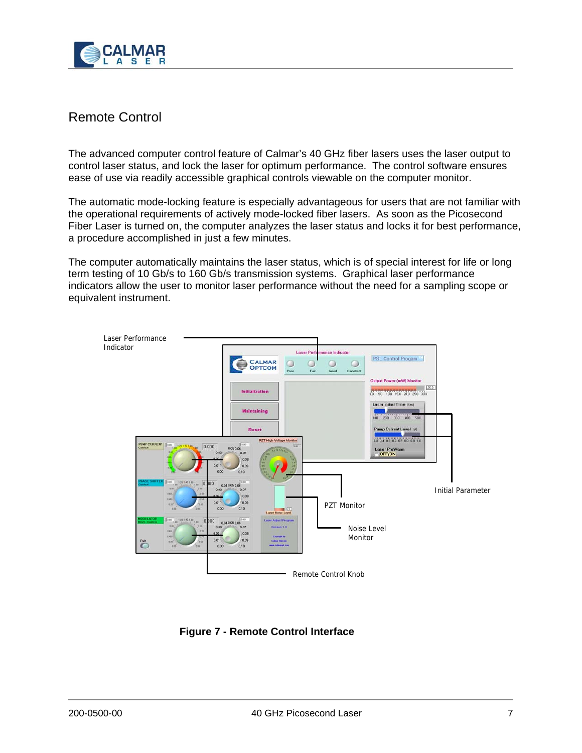## Remote Control

The advanced computer control feature of Calmar's 40 GHz fiber lasers uses the laser output to control laser status, and lock the laser for optimum performance. The control software ensures ease of use via readily accessible graphical controls viewable on the computer monitor.

The automatic mode-locking feature is especially advantageous for users that are not familiar with the operational requirements of actively mode-locked fiber lasers. As soon as the Picosecond Fiber Laser is turned on, the computer analyzes the laser status and locks it for best performance, a procedure accomplished in just a few minutes.

The computer automatically maintains the laser status, which is of special interest for life or long term testing of 10 Gb/s to 160 Gb/s transmission systems. Graphical laser performance indicators allow the user to monitor laser performance without the need for a sampling scope or equivalent instrument.

Laser Performance Indicator

Initial Parameter

PZT Monitor

Noise Level Monitor

Remote Control Knob

**Figure 7 - Remote Control Interface**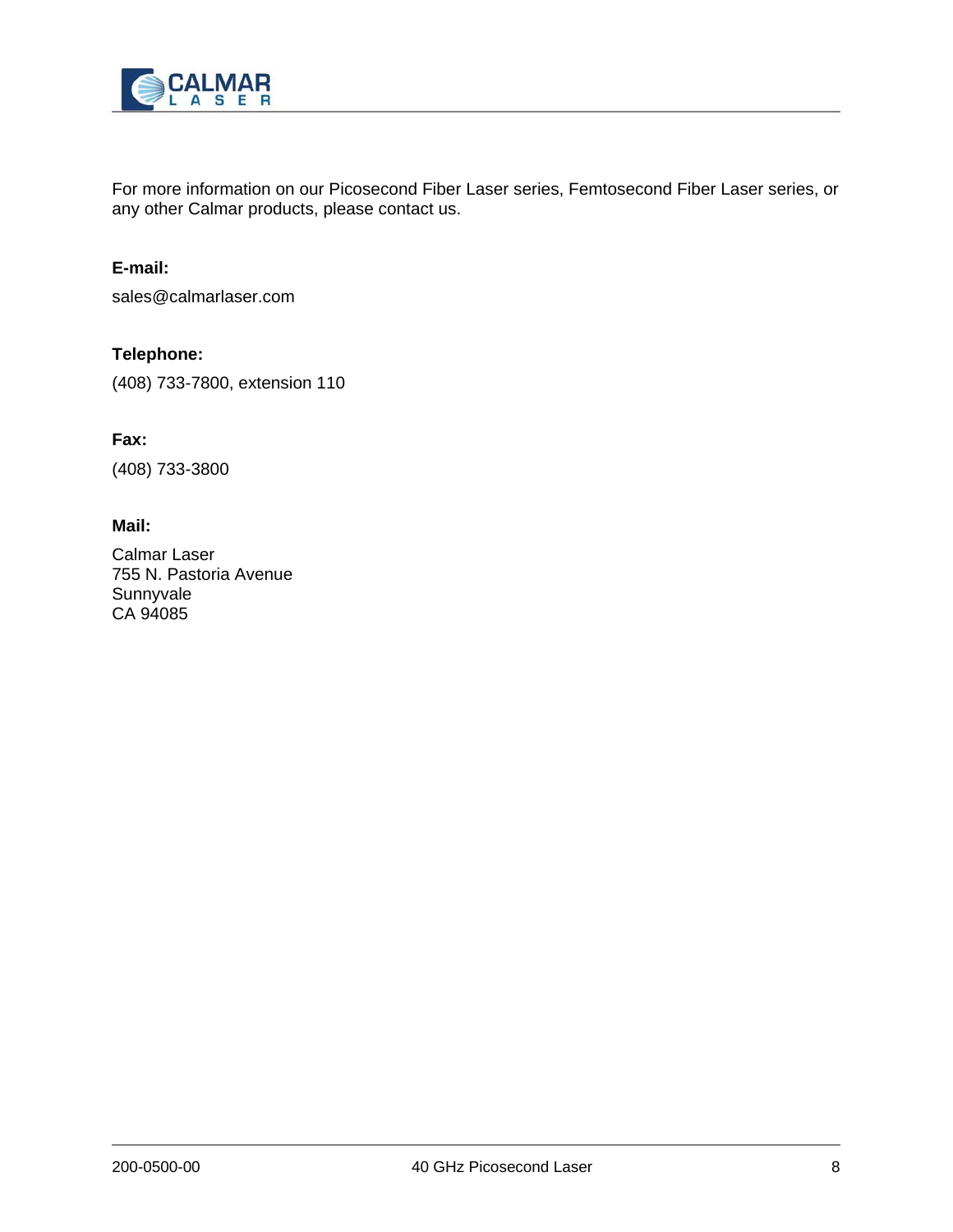For more information on our Picosecond Fiber Laser series, Femtosecond Fiber Laser series, or any other Calmar products, please contact us.

**E-mail:**

sales@calmarlaser.com

**Telephone:**

(408) 733-7800, extension 110

**Fax:**

(408) 733-3800

**Mail:**

Calmar Laser
755 N. Pastoria Avenue
Sunnyvale
CA 94085